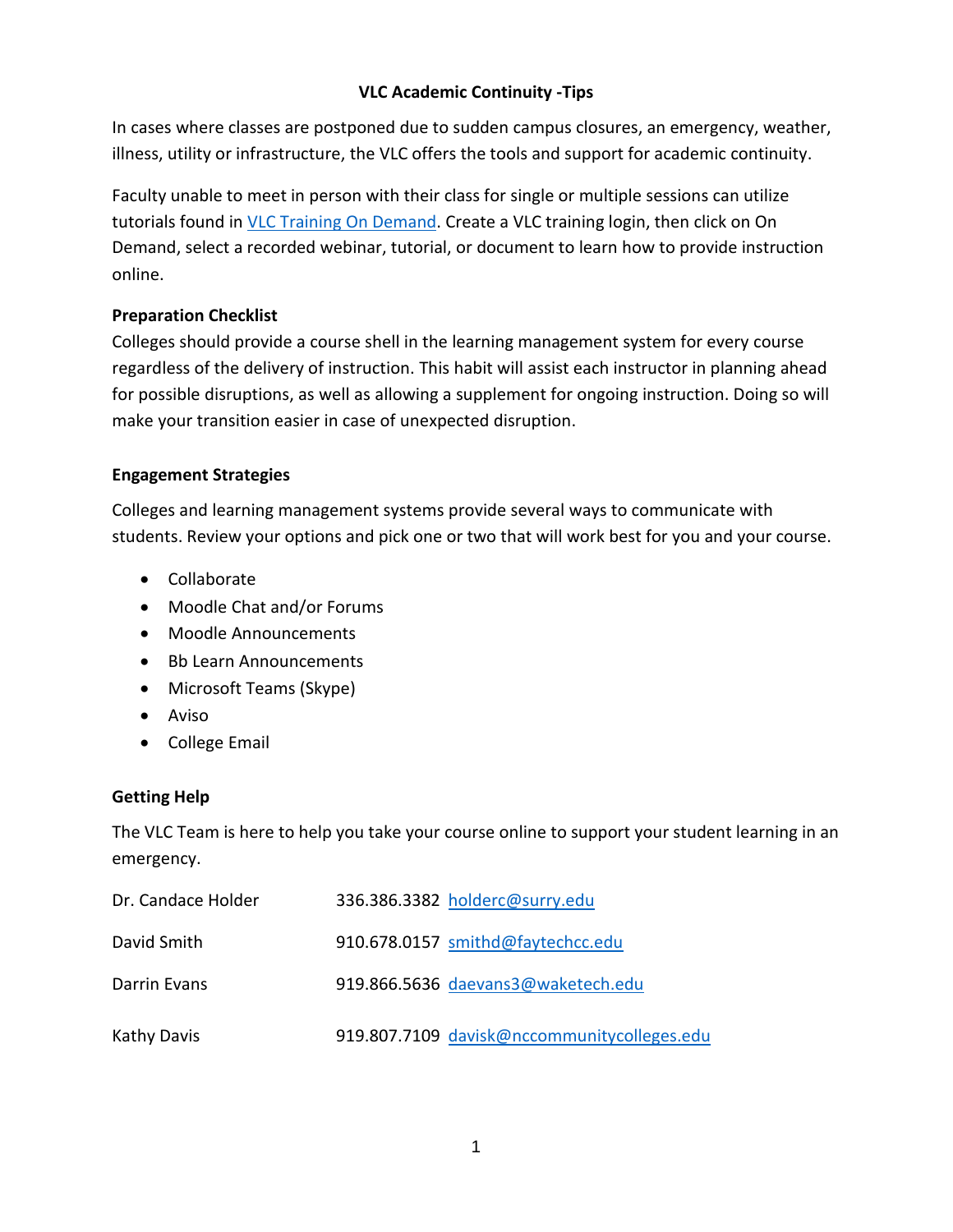# VLC Academic Continuity -Tips

In cases where classes are postponed due to sudden campus closures, an emergency, weather, illness, utility or infrastructure, the VLC offers the tools and support for academic continuity.

Faculty unable to meet in person with their class for single or multiple sessions can utilize tutorials found in [VLC Training On Demand](). Create a VLC training login, then click on On Demand, select a recorded webinar, tutorial, or document to learn how to provide instruction online.

**Preparation Checklist**

Colleges should provide a course shell in the learning management system for every course regardless of the delivery of instruction. This habit will assist each instructor in planning ahead for possible disruptions, as well as allowing a supplement for ongoing instruction. Doing so will make your transition easier in case of unexpected disruption.

**Engagement Strategies**

Colleges and learning management systems provide several ways to communicate with students. Review your options and pick one or two that will work best for you and your course.

- Collaborate
- Moodle Chat and/or Forums
- Moodle Announcements
- Bb Learn Announcements
- Microsoft Teams (Skype)
- Aviso
- College Email

**Getting Help**

The VLC Team is here to help you take your course online to support your student learning in an emergency.

| | | |
|---|---|---|
| Dr. Candace Holder | 336.386.3382 | holderc@surry.edu |
| David Smith | 910.678.0157 | smithd@faytechcc.edu |
| Darrin Evans | 919.866.5636 | daevans3@waketech.edu |
| Kathy Davis | 919.807.7109 | davisk@nccommunitycolleges.edu |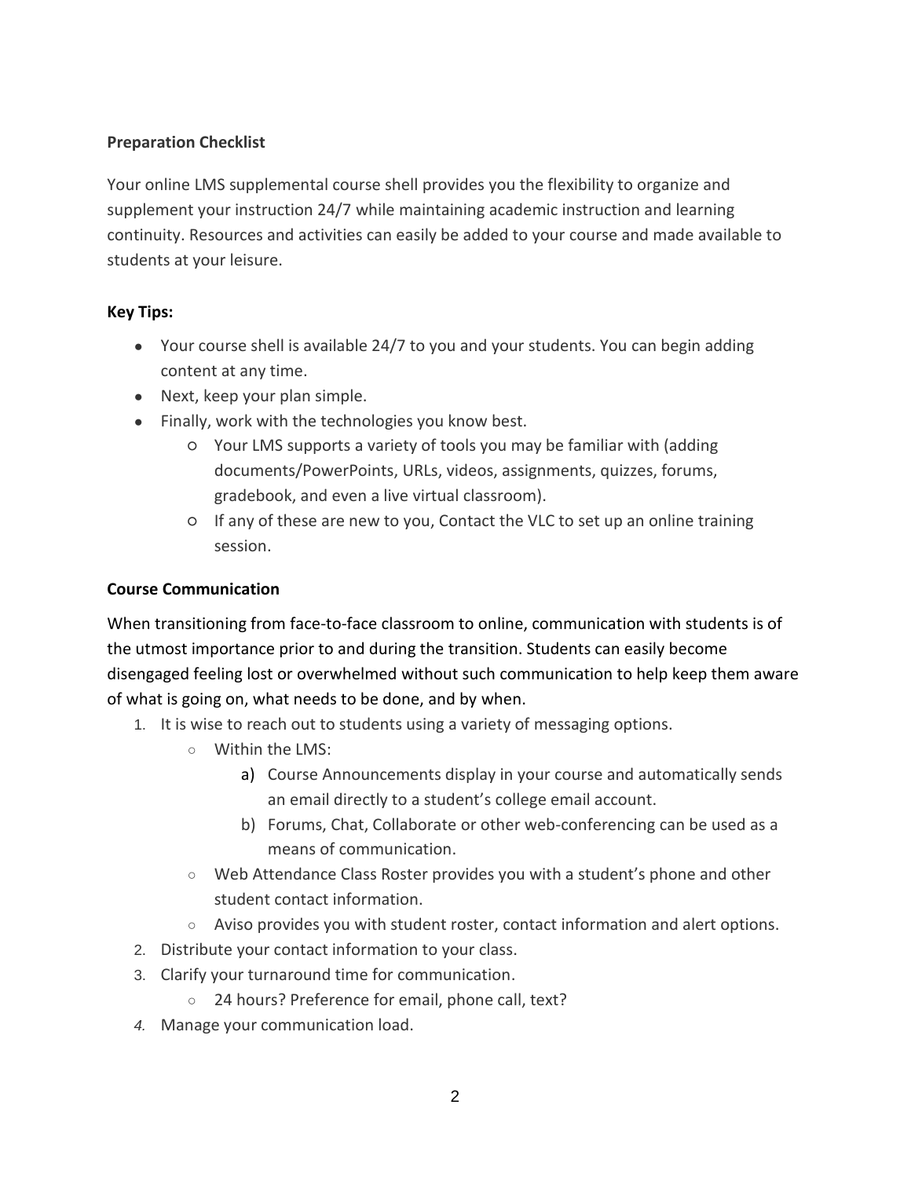**Preparation Checklist**

Your online LMS supplemental course shell provides you the flexibility to organize and supplement your instruction 24/7 while maintaining academic instruction and learning continuity. Resources and activities can easily be added to your course and made available to students at your leisure.

**Key Tips:**

- Your course shell is available 24/7 to you and your students. You can begin adding content at any time.
- Next, keep your plan simple.
- Finally, work with the technologies you know best.
    - Your LMS supports a variety of tools you may be familiar with (adding documents/PowerPoints, URLs, videos, assignments, quizzes, forums, gradebook, and even a live virtual classroom).
    - If any of these are new to you, Contact the VLC to set up an online training session.

**Course Communication**

When transitioning from face-to-face classroom to online, communication with students is of the utmost importance prior to and during the transition. Students can easily become disengaged feeling lost or overwhelmed without such communication to help keep them aware of what is going on, what needs to be done, and by when.

1. It is wise to reach out to students using a variety of messaging options.
    - Within the LMS:
        a) Course Announcements display in your course and automatically sends an email directly to a student's college email account.
        b) Forums, Chat, Collaborate or other web-conferencing can be used as a means of communication.
    - Web Attendance Class Roster provides you with a student's phone and other student contact information.
    - Aviso provides you with student roster, contact information and alert options.
2. Distribute your contact information to your class.
3. Clarify your turnaround time for communication.
    - 24 hours? Preference for email, phone call, text?
4. Manage your communication load.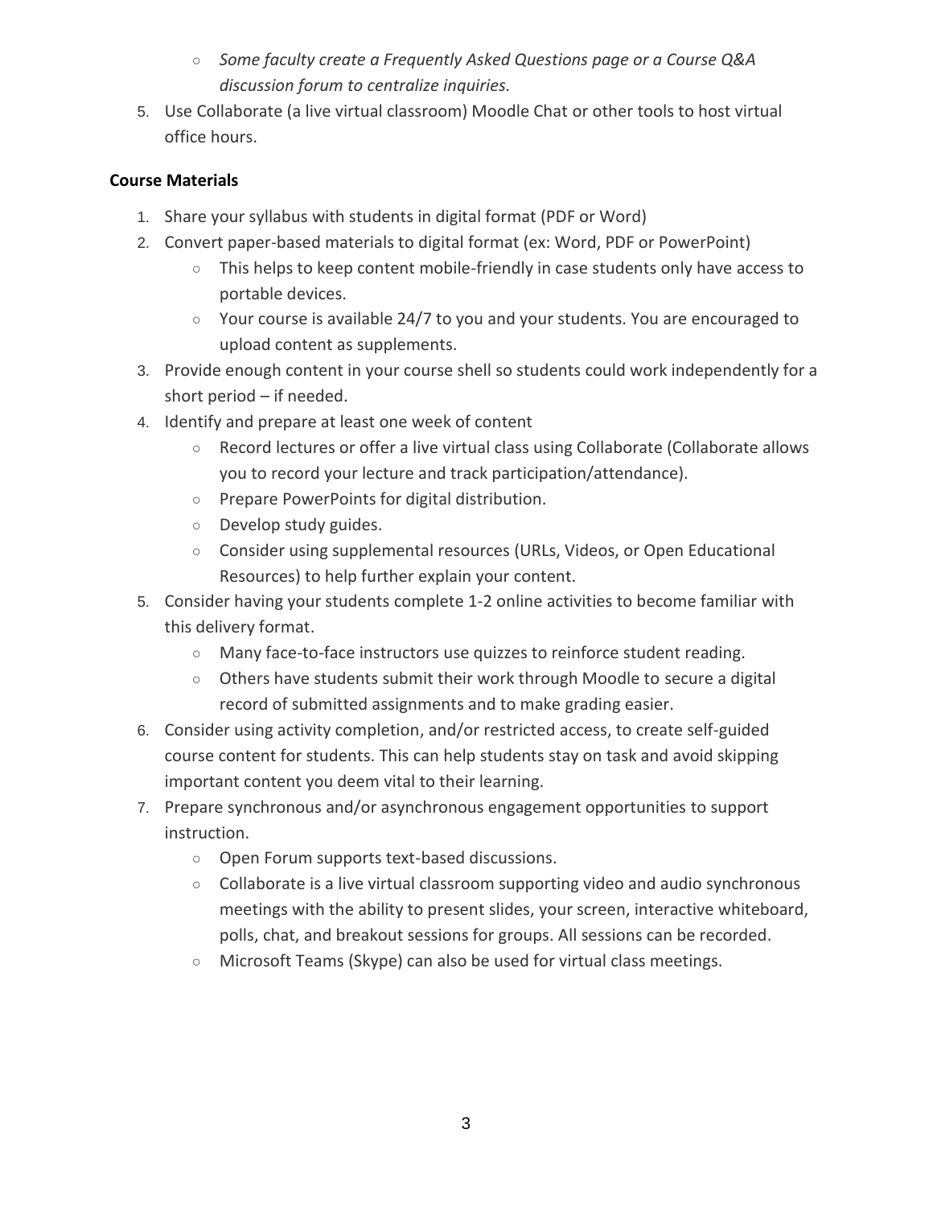- *Some faculty create a Frequently Asked Questions page or a Course Q&A discussion forum to centralize inquiries.*
5. Use Collaborate (a live virtual classroom) Moodle Chat or other tools to host virtual office hours.

**Course Materials**

1. Share your syllabus with students in digital format (PDF or Word)
2. Convert paper-based materials to digital format (ex: Word, PDF or PowerPoint)
   - This helps to keep content mobile-friendly in case students only have access to portable devices.
   - Your course is available 24/7 to you and your students. You are encouraged to upload content as supplements.
3. Provide enough content in your course shell so students could work independently for a short period – if needed.
4. Identify and prepare at least one week of content
   - Record lectures or offer a live virtual class using Collaborate (Collaborate allows you to record your lecture and track participation/attendance).
   - Prepare PowerPoints for digital distribution.
   - Develop study guides.
   - Consider using supplemental resources (URLs, Videos, or Open Educational Resources) to help further explain your content.
5. Consider having your students complete 1-2 online activities to become familiar with this delivery format.
   - Many face-to-face instructors use quizzes to reinforce student reading.
   - Others have students submit their work through Moodle to secure a digital record of submitted assignments and to make grading easier.
6. Consider using activity completion, and/or restricted access, to create self-guided course content for students. This can help students stay on task and avoid skipping important content you deem vital to their learning.
7. Prepare synchronous and/or asynchronous engagement opportunities to support instruction.
   - Open Forum supports text-based discussions.
   - Collaborate is a live virtual classroom supporting video and audio synchronous meetings with the ability to present slides, your screen, interactive whiteboard, polls, chat, and breakout sessions for groups. All sessions can be recorded.
   - Microsoft Teams (Skype) can also be used for virtual class meetings.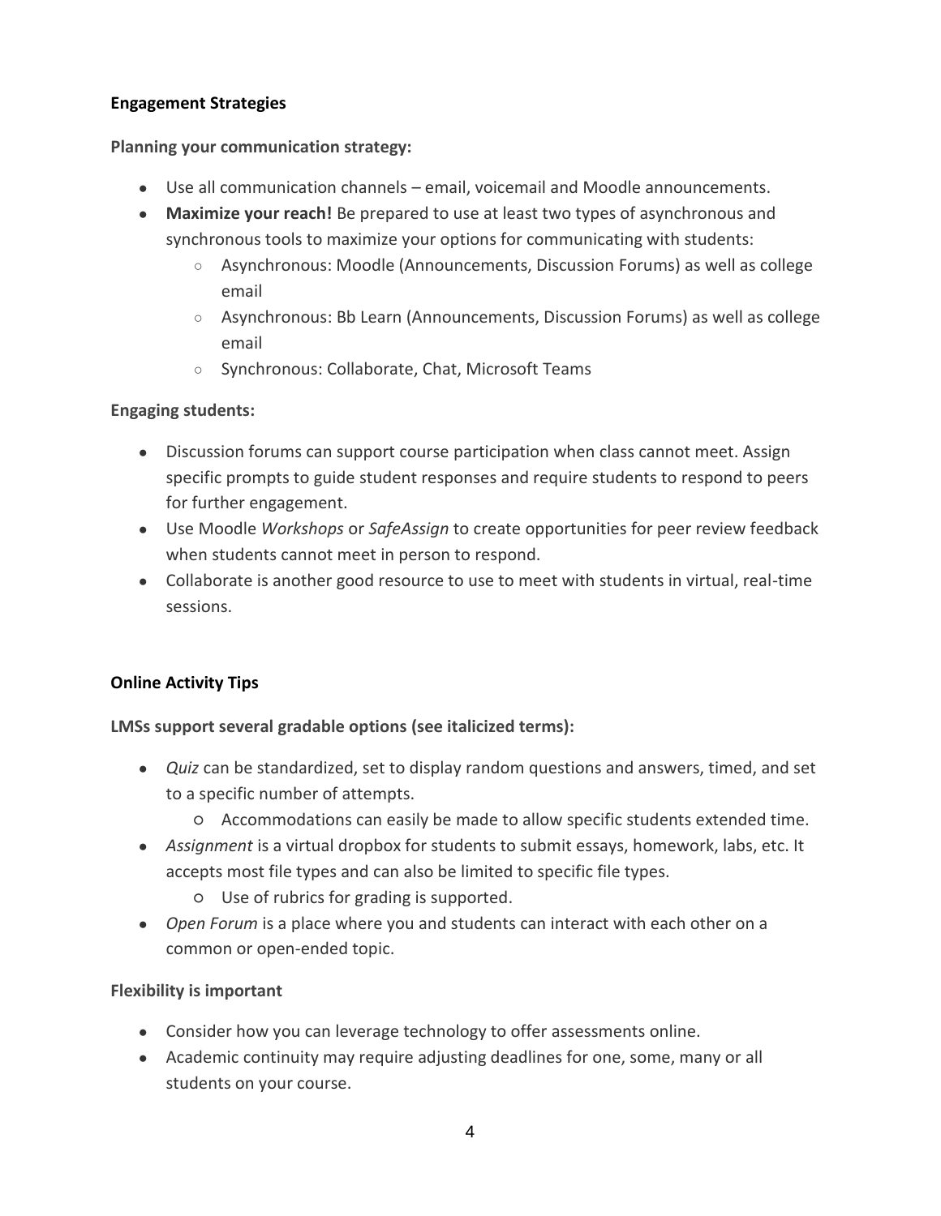## Engagement Strategies

**Planning your communication strategy:**

- Use all communication channels – email, voicemail and Moodle announcements.
- **Maximize your reach!** Be prepared to use at least two types of asynchronous and synchronous tools to maximize your options for communicating with students:
  - Asynchronous: Moodle (Announcements, Discussion Forums) as well as college email
  - Asynchronous: Bb Learn (Announcements, Discussion Forums) as well as college email
  - Synchronous: Collaborate, Chat, Microsoft Teams

**Engaging students:**

- Discussion forums can support course participation when class cannot meet. Assign specific prompts to guide student responses and require students to respond to peers for further engagement.
- Use Moodle *Workshops* or *SafeAssign* to create opportunities for peer review feedback when students cannot meet in person to respond.
- Collaborate is another good resource to use to meet with students in virtual, real-time sessions.

## Online Activity Tips

**LMSs support several gradable options (see italicized terms):**

- *Quiz* can be standardized, set to display random questions and answers, timed, and set to a specific number of attempts.
  - Accommodations can easily be made to allow specific students extended time.
- *Assignment* is a virtual dropbox for students to submit essays, homework, labs, etc. It accepts most file types and can also be limited to specific file types.
  - Use of rubrics for grading is supported.
- *Open Forum* is a place where you and students can interact with each other on a common or open-ended topic.

**Flexibility is important**

- Consider how you can leverage technology to offer assessments online.
- Academic continuity may require adjusting deadlines for one, some, many or all students on your course.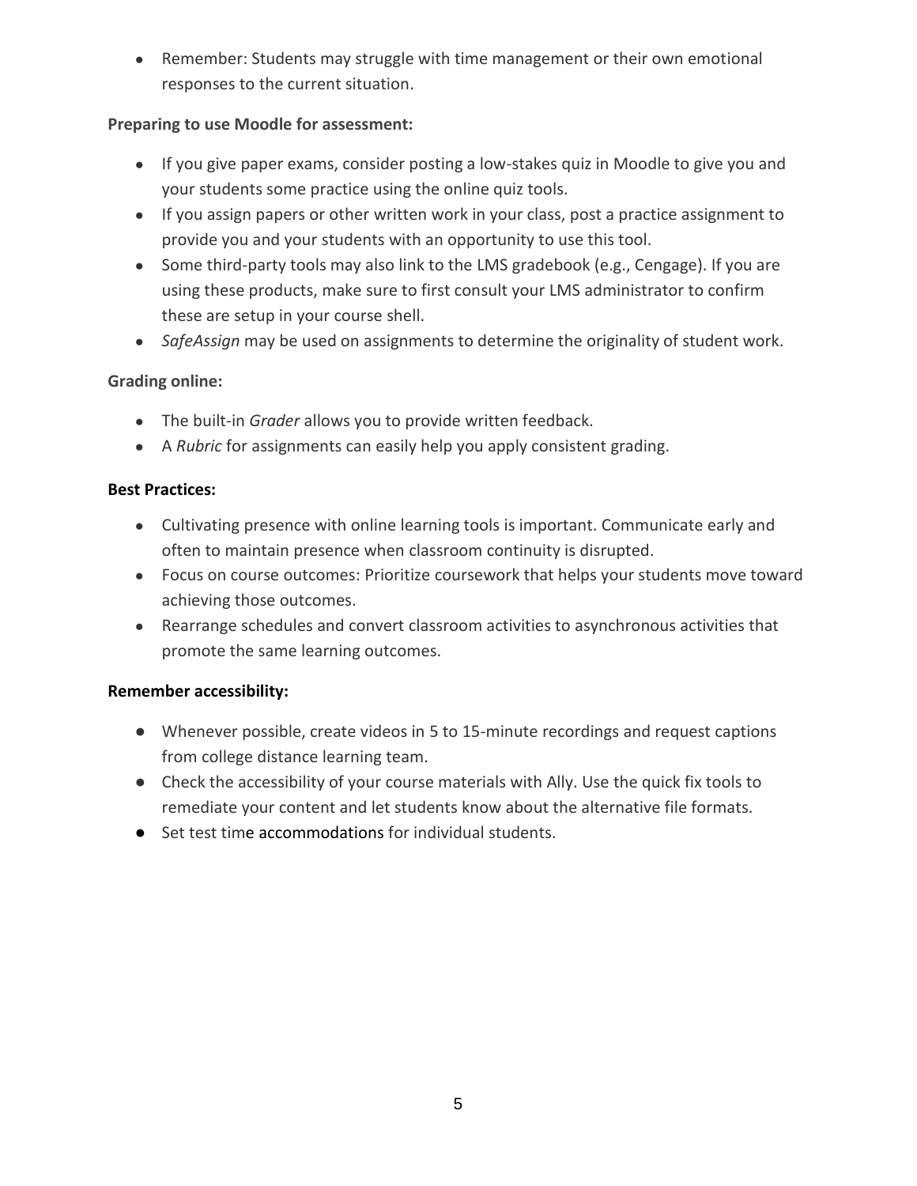- Remember: Students may struggle with time management or their own emotional responses to the current situation.

**Preparing to use Moodle for assessment:**

- If you give paper exams, consider posting a low-stakes quiz in Moodle to give you and your students some practice using the online quiz tools.
- If you assign papers or other written work in your class, post a practice assignment to provide you and your students with an opportunity to use this tool.
- Some third-party tools may also link to the LMS gradebook (e.g., Cengage). If you are using these products, make sure to first consult your LMS administrator to confirm these are setup in your course shell.
- *SafeAssign* may be used on assignments to determine the originality of student work.

**Grading online:**

- The built-in *Grader* allows you to provide written feedback.
- A *Rubric* for assignments can easily help you apply consistent grading.

**Best Practices:**

- Cultivating presence with online learning tools is important. Communicate early and often to maintain presence when classroom continuity is disrupted.
- Focus on course outcomes: Prioritize coursework that helps your students move toward achieving those outcomes.
- Rearrange schedules and convert classroom activities to asynchronous activities that promote the same learning outcomes.

**Remember accessibility:**

- Whenever possible, create videos in 5 to 15-minute recordings and request captions from college distance learning team.
- Check the accessibility of your course materials with Ally. Use the quick fix tools to remediate your content and let students know about the alternative file formats.
- Set test time accommodations for individual students.